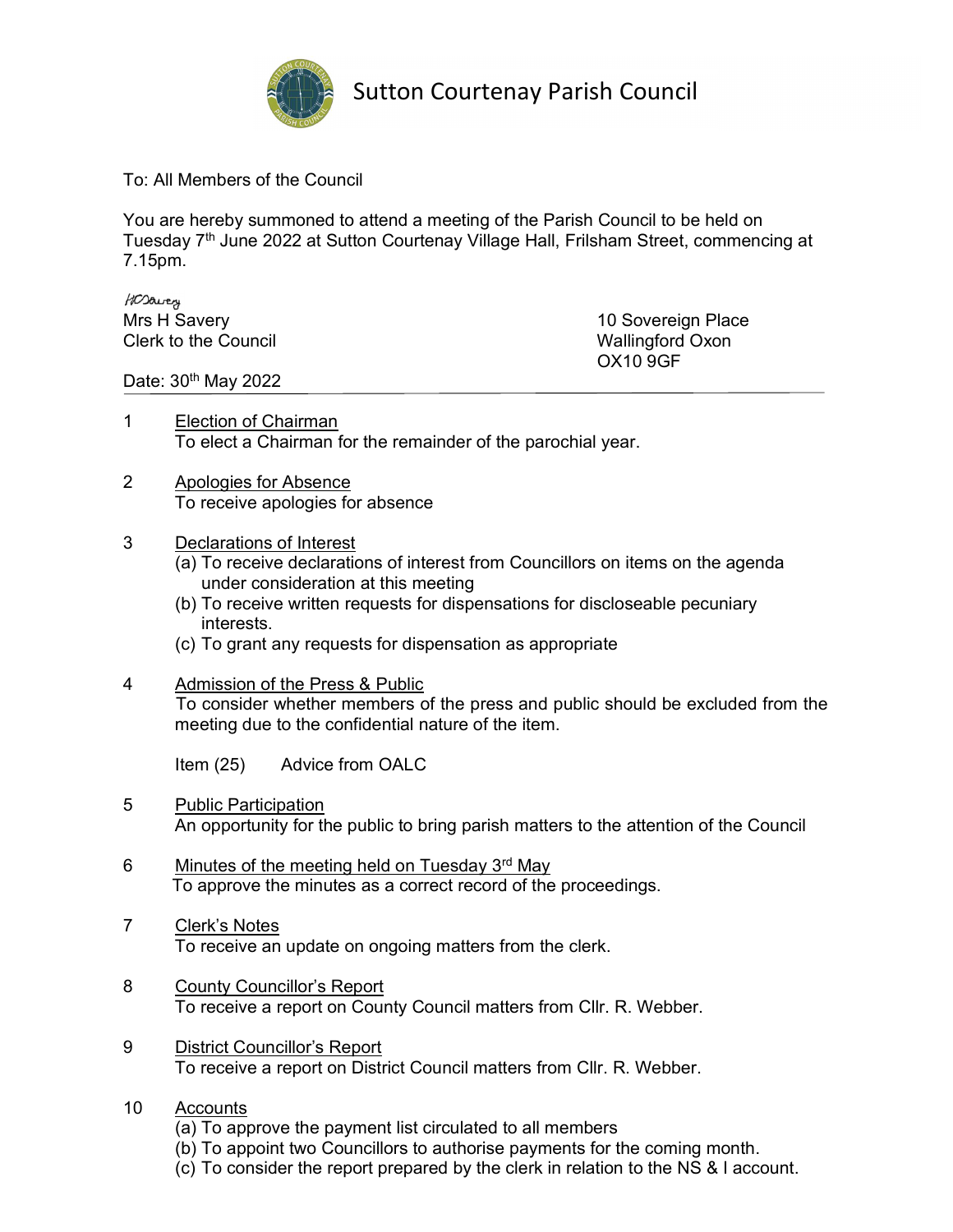# Sutton Courtenay Parish Council

To: All Members of the Council

You are hereby summoned to attend a meeting of the Parish Council to be held on Tuesday 7th June 2022 at Sutton Courtenay Village Hall, Frilsham Street, commencing at 7.15pm.

HCSavery
Mrs H Savery
Clerk to the Council

10 Sovereign Place
Wallingford Oxon
OX10 9GF

Date: 30th May 2022

---

1 Election of Chairman
To elect a Chairman for the remainder of the parochial year.

2 Apologies for Absence
To receive apologies for absence

3 Declarations of Interest
(a) To receive declarations of interest from Councillors on items on the agenda under consideration at this meeting
(b) To receive written requests for dispensations for discloseable pecuniary interests.
(c) To grant any requests for dispensation as appropriate

4 Admission of the Press & Public
To consider whether members of the press and public should be excluded from the meeting due to the confidential nature of the item.

Item (25) Advice from OALC

5 Public Participation
An opportunity for the public to bring parish matters to the attention of the Council

6 Minutes of the meeting held on Tuesday 3rd May
To approve the minutes as a correct record of the proceedings.

7 Clerk's Notes
To receive an update on ongoing matters from the clerk.

8 County Councillor's Report
To receive a report on County Council matters from Cllr. R. Webber.

9 District Councillor's Report
To receive a report on District Council matters from Cllr. R. Webber.

10 Accounts
(a) To approve the payment list circulated to all members
(b) To appoint two Councillors to authorise payments for the coming month.
(c) To consider the report prepared by the clerk in relation to the NS & I account.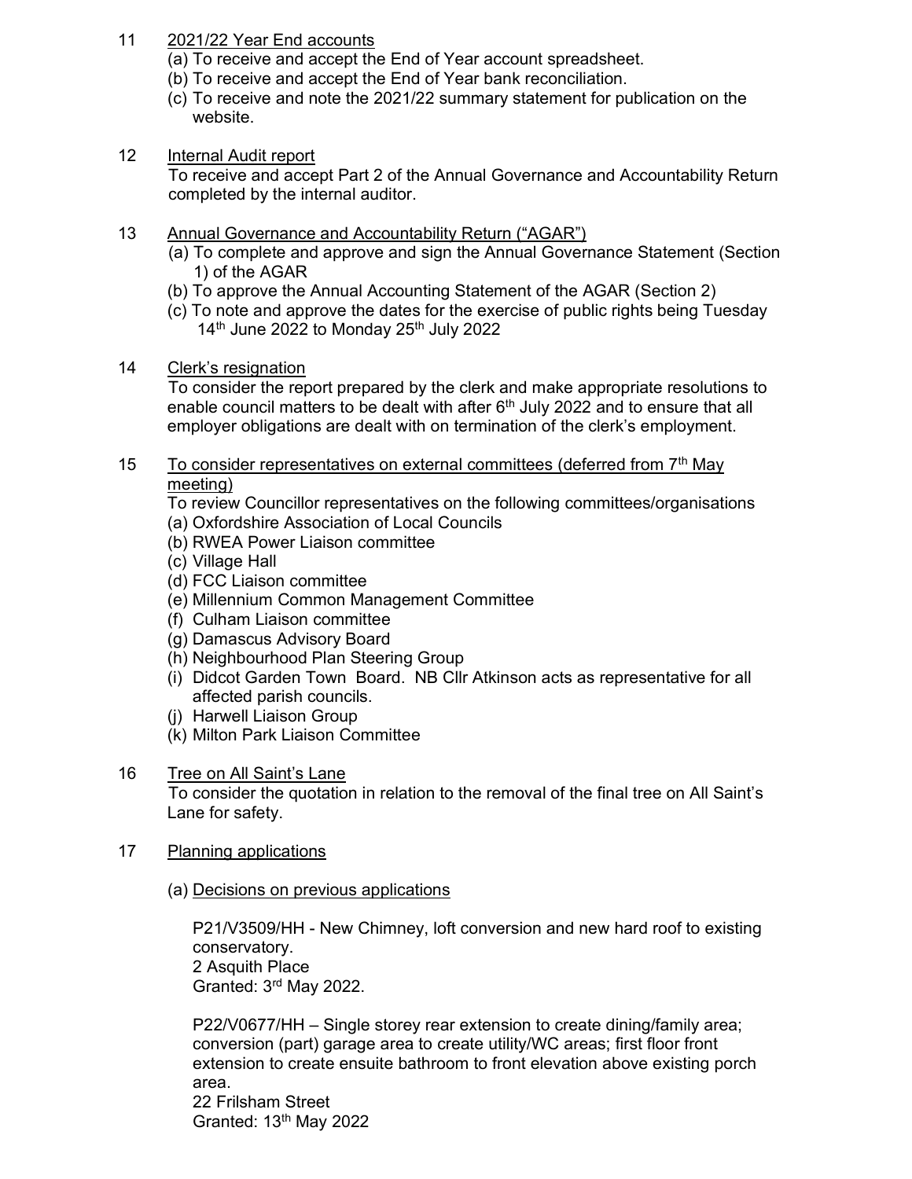11 2021/22 Year End accounts

(a) To receive and accept the End of Year account spreadsheet.
(b) To receive and accept the End of Year bank reconciliation.
(c) To receive and note the 2021/22 summary statement for publication on the website.

12 Internal Audit report

To receive and accept Part 2 of the Annual Governance and Accountability Return completed by the internal auditor.

13 Annual Governance and Accountability Return ("AGAR")

(a) To complete and approve and sign the Annual Governance Statement (Section 1) of the AGAR
(b) To approve the Annual Accounting Statement of the AGAR (Section 2)
(c) To note and approve the dates for the exercise of public rights being Tuesday 14th June 2022 to Monday 25th July 2022

14 Clerk's resignation

To consider the report prepared by the clerk and make appropriate resolutions to enable council matters to be dealt with after 6th July 2022 and to ensure that all employer obligations are dealt with on termination of the clerk's employment.

15 To consider representatives on external committees (deferred from 7th May meeting)

To review Councillor representatives on the following committees/organisations

(a) Oxfordshire Association of Local Councils
(b) RWEA Power Liaison committee
(c) Village Hall
(d) FCC Liaison committee
(e) Millennium Common Management Committee
(f) Culham Liaison committee
(g) Damascus Advisory Board
(h) Neighbourhood Plan Steering Group
(i) Didcot Garden Town Board. NB Cllr Atkinson acts as representative for all affected parish councils.
(j) Harwell Liaison Group
(k) Milton Park Liaison Committee

16 Tree on All Saint's Lane

To consider the quotation in relation to the removal of the final tree on All Saint's Lane for safety.

17 Planning applications

(a) Decisions on previous applications

P21/V3509/HH - New Chimney, loft conversion and new hard roof to existing conservatory.
2 Asquith Place
Granted: 3rd May 2022.

P22/V0677/HH – Single storey rear extension to create dining/family area; conversion (part) garage area to create utility/WC areas; first floor front extension to create ensuite bathroom to front elevation above existing porch area.
22 Frilsham Street
Granted: 13th May 2022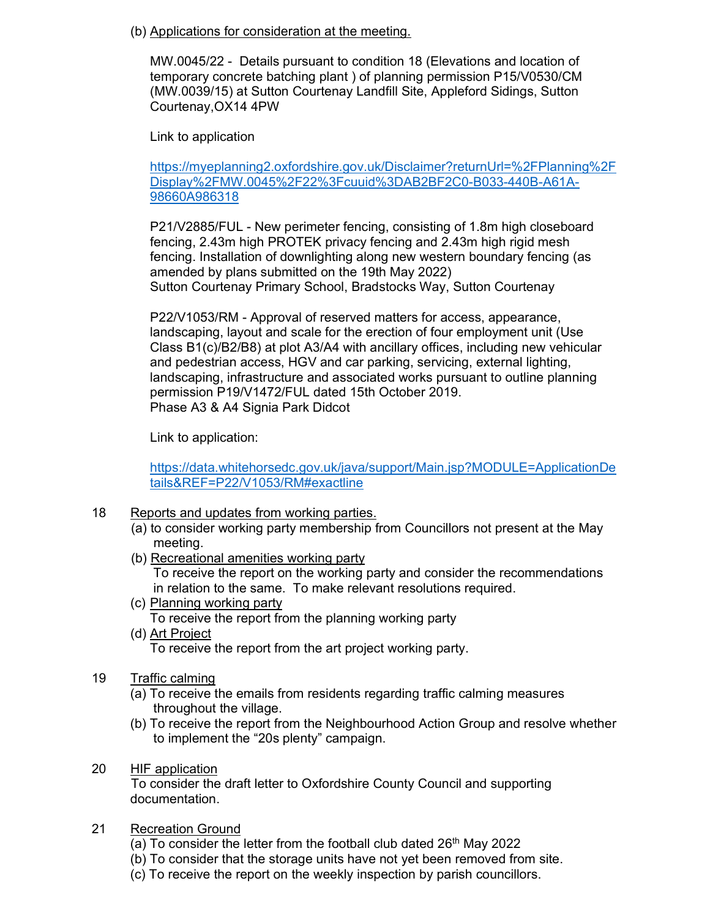(b) Applications for consideration at the meeting.

MW.0045/22 - Details pursuant to condition 18 (Elevations and location of temporary concrete batching plant ) of planning permission P15/V0530/CM (MW.0039/15) at Sutton Courtenay Landfill Site, Appleford Sidings, Sutton Courtenay,OX14 4PW

Link to application

https://myeplanning2.oxfordshire.gov.uk/Disclaimer?returnUrl=%2FPlanning%2FDisplay%2FMW.0045%2F22%3Fcuuid%3DAB2BF2C0-B033-440B-A61A-98660A986318

P21/V2885/FUL - New perimeter fencing, consisting of 1.8m high closeboard fencing, 2.43m high PROTEK privacy fencing and 2.43m high rigid mesh fencing. Installation of downlighting along new western boundary fencing (as amended by plans submitted on the 19th May 2022)
Sutton Courtenay Primary School, Bradstocks Way, Sutton Courtenay

P22/V1053/RM - Approval of reserved matters for access, appearance, landscaping, layout and scale for the erection of four employment unit (Use Class B1(c)/B2/B8) at plot A3/A4 with ancillary offices, including new vehicular and pedestrian access, HGV and car parking, servicing, external lighting, landscaping, infrastructure and associated works pursuant to outline planning permission P19/V1472/FUL dated 15th October 2019.
Phase A3 & A4 Signia Park Didcot

Link to application:

https://data.whitehorsedc.gov.uk/java/support/Main.jsp?MODULE=ApplicationDetails&REF=P22/V1053/RM#exactline

18 Reports and updates from working parties.

(a) to consider working party membership from Councillors not present at the May meeting.

(b) Recreational amenities working party
To receive the report on the working party and consider the recommendations in relation to the same. To make relevant resolutions required.

(c) Planning working party
To receive the report from the planning working party

(d) Art Project
To receive the report from the art project working party.

19 Traffic calming

(a) To receive the emails from residents regarding traffic calming measures throughout the village.

(b) To receive the report from the Neighbourhood Action Group and resolve whether to implement the "20s plenty" campaign.

20 HIF application

To consider the draft letter to Oxfordshire County Council and supporting documentation.

21 Recreation Ground

(a) To consider the letter from the football club dated 26th May 2022

(b) To consider that the storage units have not yet been removed from site.

(c) To receive the report on the weekly inspection by parish councillors.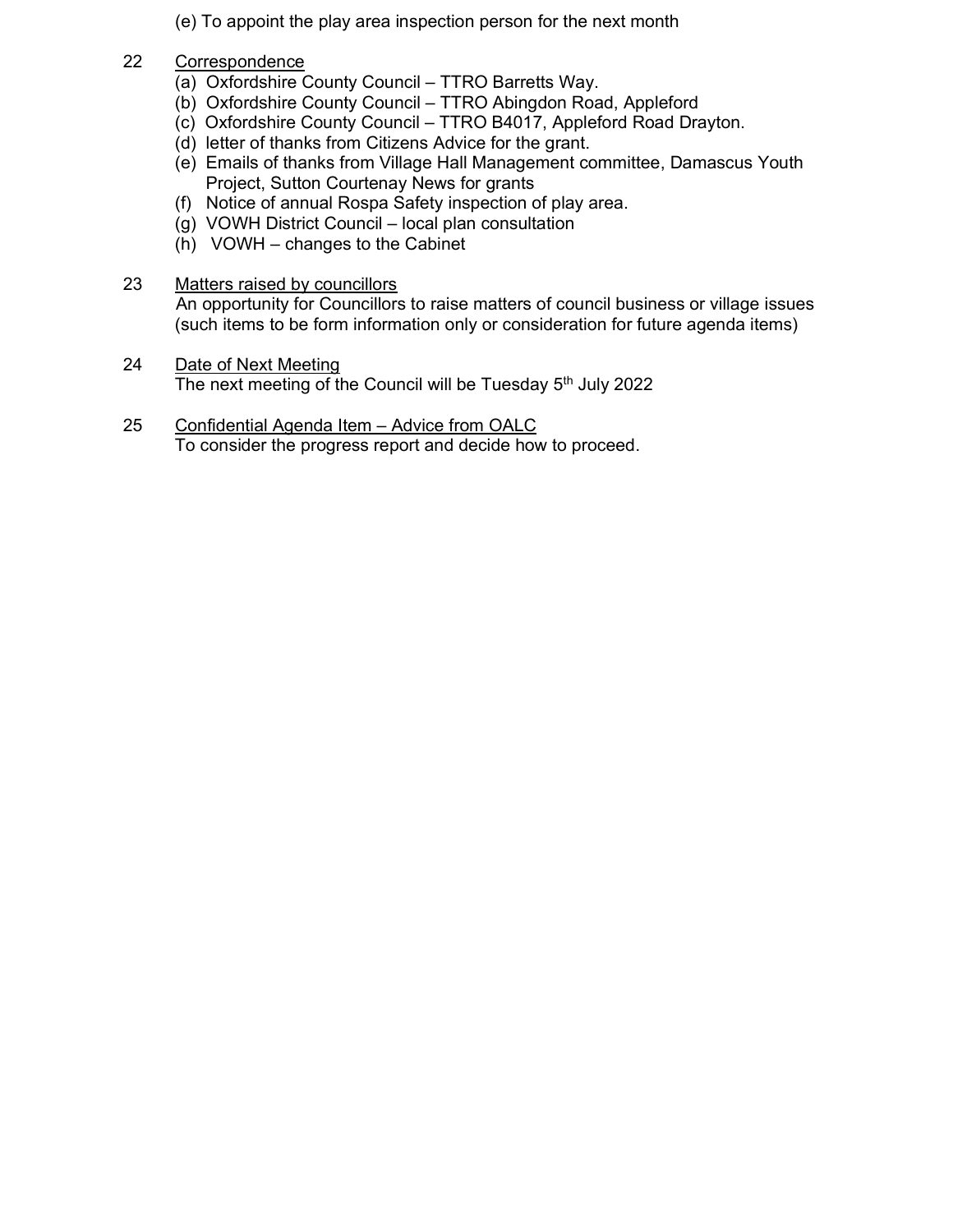(e) To appoint the play area inspection person for the next month

22 Correspondence

(a) Oxfordshire County Council – TTRO Barretts Way.
(b) Oxfordshire County Council – TTRO Abingdon Road, Appleford
(c) Oxfordshire County Council – TTRO B4017, Appleford Road Drayton.
(d) letter of thanks from Citizens Advice for the grant.
(e) Emails of thanks from Village Hall Management committee, Damascus Youth Project, Sutton Courtenay News for grants
(f) Notice of annual Rospa Safety inspection of play area.
(g) VOWH District Council – local plan consultation
(h) VOWH – changes to the Cabinet

23 Matters raised by councillors

An opportunity for Councillors to raise matters of council business or village issues (such items to be form information only or consideration for future agenda items)

24 Date of Next Meeting

The next meeting of the Council will be Tuesday 5th July 2022

25 Confidential Agenda Item – Advice from OALC

To consider the progress report and decide how to proceed.